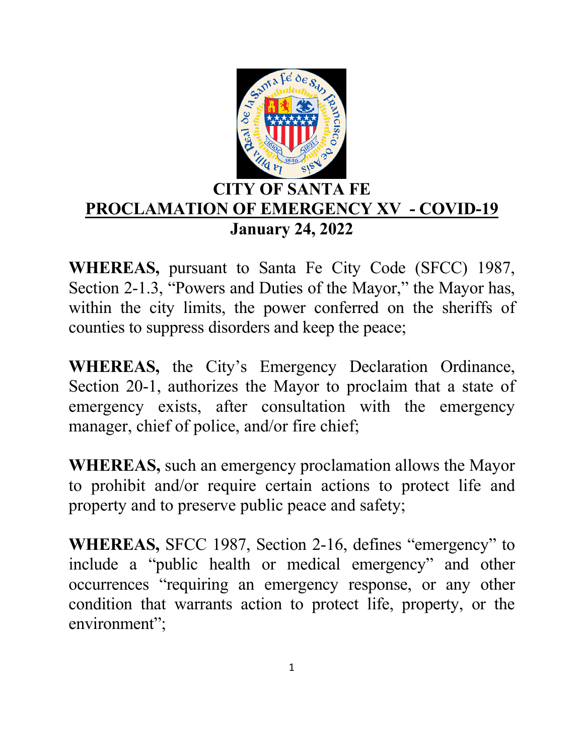# CITY OF SANTA FE

## PROCLAMATION OF EMERGENCY XV - COVID-19

**January 24, 2022**

**WHEREAS,** pursuant to Santa Fe City Code (SFCC) 1987, Section 2-1.3, "Powers and Duties of the Mayor," the Mayor has, within the city limits, the power conferred on the sheriffs of counties to suppress disorders and keep the peace;

**WHEREAS,** the City's Emergency Declaration Ordinance, Section 20-1, authorizes the Mayor to proclaim that a state of emergency exists, after consultation with the emergency manager, chief of police, and/or fire chief;

**WHEREAS,** such an emergency proclamation allows the Mayor to prohibit and/or require certain actions to protect life and property and to preserve public peace and safety;

**WHEREAS,** SFCC 1987, Section 2-16, defines "emergency" to include a "public health or medical emergency" and other occurrences "requiring an emergency response, or any other condition that warrants action to protect life, property, or the environment";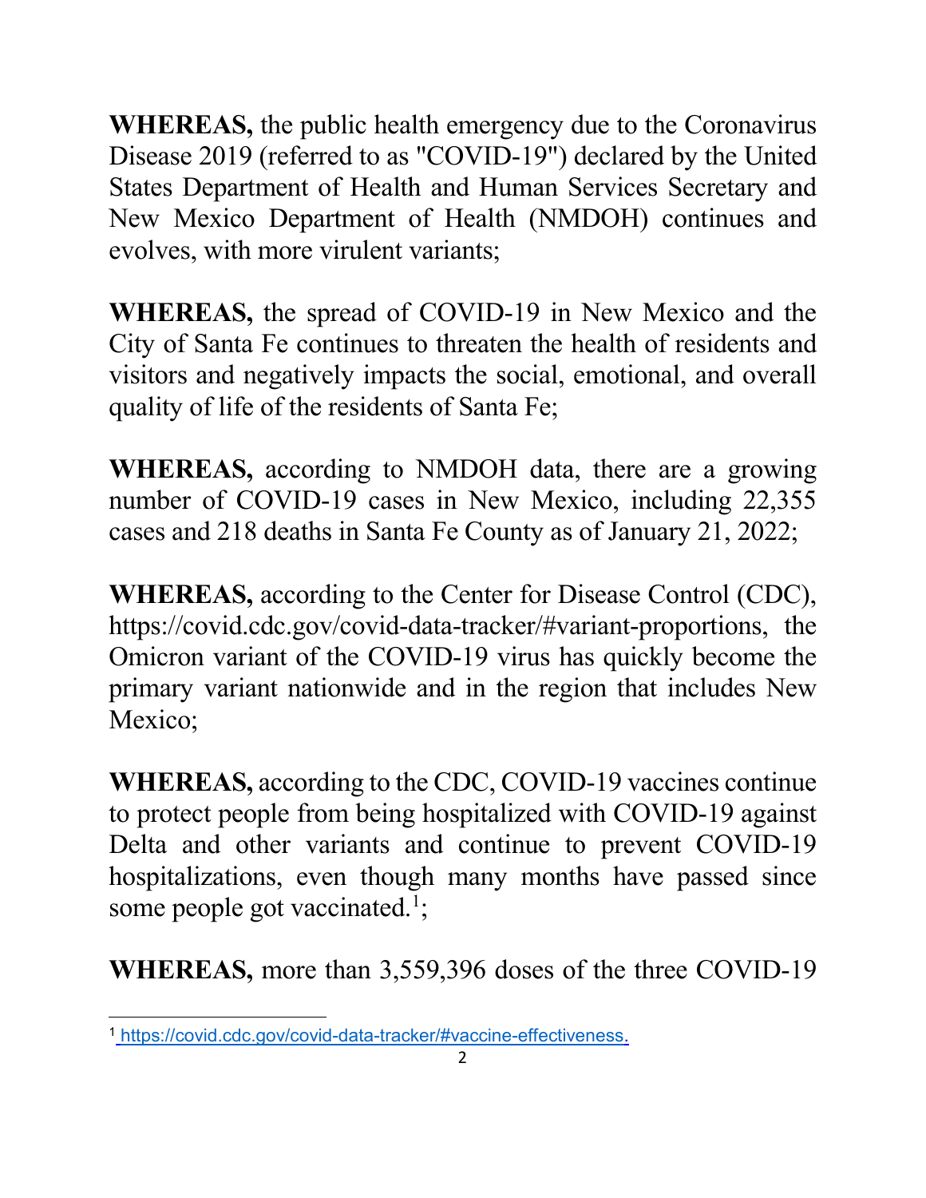**WHEREAS,** the public health emergency due to the Coronavirus Disease 2019 (referred to as "COVID-19") declared by the United States Department of Health and Human Services Secretary and New Mexico Department of Health (NMDOH) continues and evolves, with more virulent variants;

**WHEREAS,** the spread of COVID-19 in New Mexico and the City of Santa Fe continues to threaten the health of residents and visitors and negatively impacts the social, emotional, and overall quality of life of the residents of Santa Fe;

**WHEREAS,** according to NMDOH data, there are a growing number of COVID-19 cases in New Mexico, including 22,355 cases and 218 deaths in Santa Fe County as of January 21, 2022;

**WHEREAS,** according to the Center for Disease Control (CDC), https://covid.cdc.gov/covid-data-tracker/#variant-proportions, the Omicron variant of the COVID-19 virus has quickly become the primary variant nationwide and in the region that includes New Mexico;

**WHEREAS,** according to the CDC, COVID-19 vaccines continue to protect people from being hospitalized with COVID-19 against Delta and other variants and continue to prevent COVID-19 hospitalizations, even though many months have passed since some people got vaccinated.[1];

**WHEREAS,** more than 3,559,396 doses of the three COVID-19

---

[1] https://covid.cdc.gov/covid-data-tracker/#vaccine-effectiveness.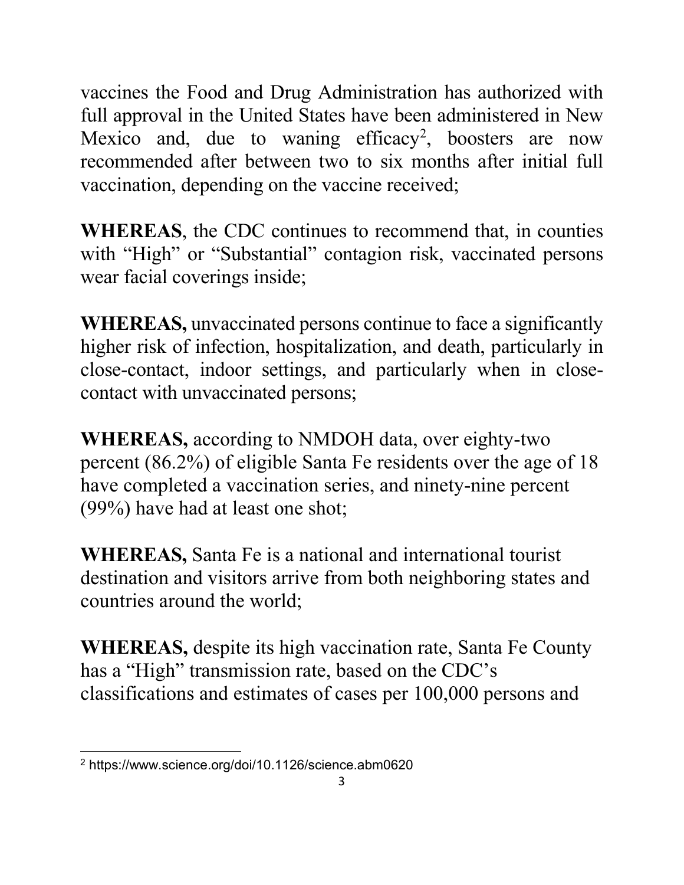vaccines the Food and Drug Administration has authorized with full approval in the United States have been administered in New Mexico and, due to waning efficacy[2], boosters are now recommended after between two to six months after initial full vaccination, depending on the vaccine received;

**WHEREAS**, the CDC continues to recommend that, in counties with "High" or "Substantial" contagion risk, vaccinated persons wear facial coverings inside;

**WHEREAS,** unvaccinated persons continue to face a significantly higher risk of infection, hospitalization, and death, particularly in close-contact, indoor settings, and particularly when in close-contact with unvaccinated persons;

**WHEREAS,** according to NMDOH data, over eighty-two percent (86.2%) of eligible Santa Fe residents over the age of 18 have completed a vaccination series, and ninety-nine percent (99%) have had at least one shot;

**WHEREAS,** Santa Fe is a national and international tourist destination and visitors arrive from both neighboring states and countries around the world;

**WHEREAS,** despite its high vaccination rate, Santa Fe County has a "High" transmission rate, based on the CDC's classifications and estimates of cases per 100,000 persons and

---

[2] https://www.science.org/doi/10.1126/science.abm0620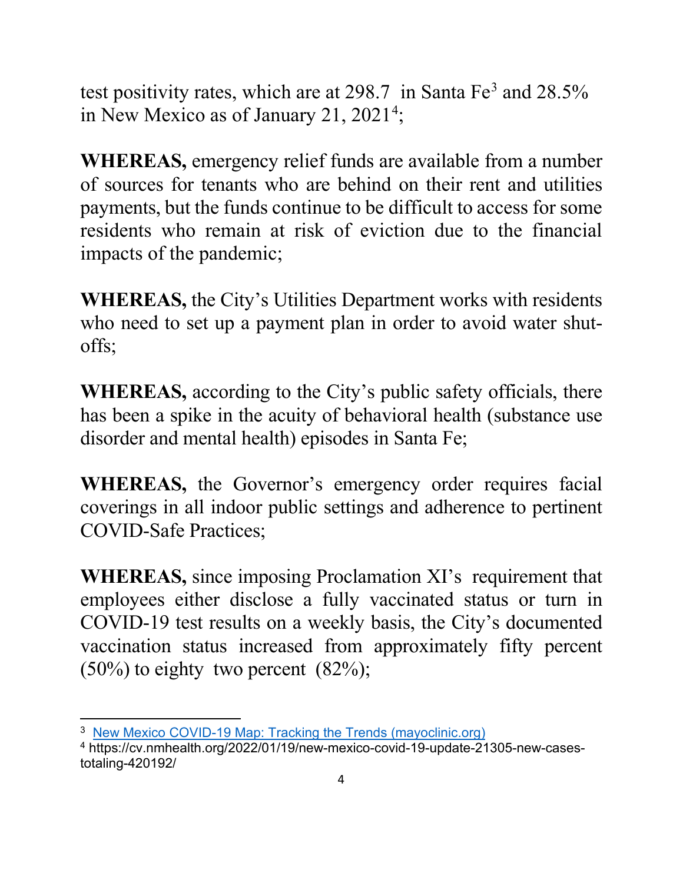test positivity rates, which are at 298.7  in Santa Fe[3] and 28.5% in New Mexico as of January 21, 2021[4];

**WHEREAS,** emergency relief funds are available from a number of sources for tenants who are behind on their rent and utilities payments, but the funds continue to be difficult to access for some residents who remain at risk of eviction due to the financial impacts of the pandemic;

**WHEREAS,** the City's Utilities Department works with residents who need to set up a payment plan in order to avoid water shut-offs;

**WHEREAS,** according to the City's public safety officials, there has been a spike in the acuity of behavioral health (substance use disorder and mental health) episodes in Santa Fe;

**WHEREAS,** the Governor's emergency order requires facial coverings in all indoor public settings and adherence to pertinent COVID-Safe Practices;

**WHEREAS,** since imposing Proclamation XI's  requirement that employees either disclose a fully vaccinated status or turn in COVID-19 test results on a weekly basis, the City's documented vaccination status increased from approximately fifty percent (50%) to eighty  two percent  (82%);

---

[3] [New Mexico COVID-19 Map: Tracking the Trends (mayoclinic.org)](https://www.mayoclinic.org)

[4] https://cv.nmhealth.org/2022/01/19/new-mexico-covid-19-update-21305-new-cases-totaling-420192/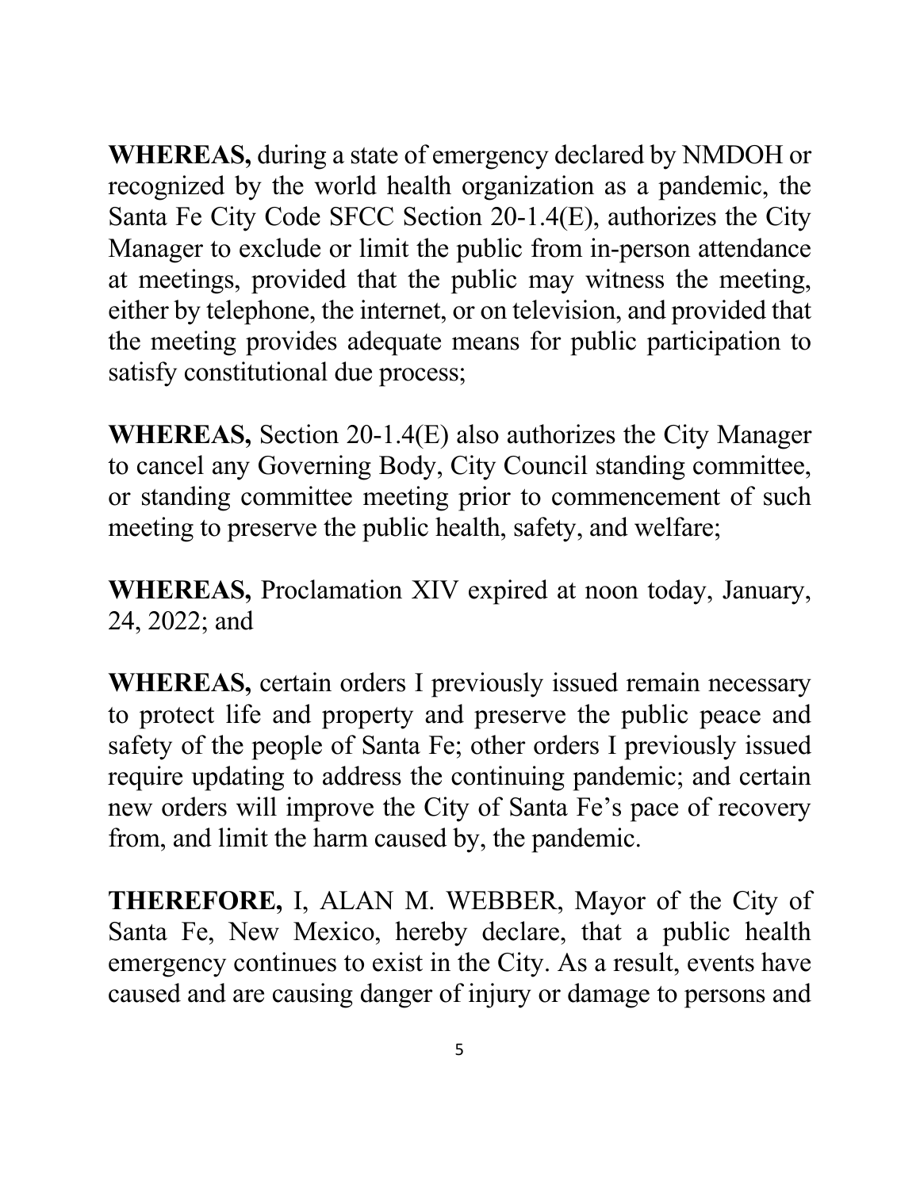**WHEREAS,** during a state of emergency declared by NMDOH or recognized by the world health organization as a pandemic, the Santa Fe City Code SFCC Section 20-1.4(E), authorizes the City Manager to exclude or limit the public from in-person attendance at meetings, provided that the public may witness the meeting, either by telephone, the internet, or on television, and provided that the meeting provides adequate means for public participation to satisfy constitutional due process;

**WHEREAS,** Section 20-1.4(E) also authorizes the City Manager to cancel any Governing Body, City Council standing committee, or standing committee meeting prior to commencement of such meeting to preserve the public health, safety, and welfare;

**WHEREAS,** Proclamation XIV expired at noon today, January, 24, 2022; and

**WHEREAS,** certain orders I previously issued remain necessary to protect life and property and preserve the public peace and safety of the people of Santa Fe; other orders I previously issued require updating to address the continuing pandemic; and certain new orders will improve the City of Santa Fe's pace of recovery from, and limit the harm caused by, the pandemic.

**THEREFORE,** I, ALAN M. WEBBER, Mayor of the City of Santa Fe, New Mexico, hereby declare, that a public health emergency continues to exist in the City. As a result, events have caused and are causing danger of injury or damage to persons and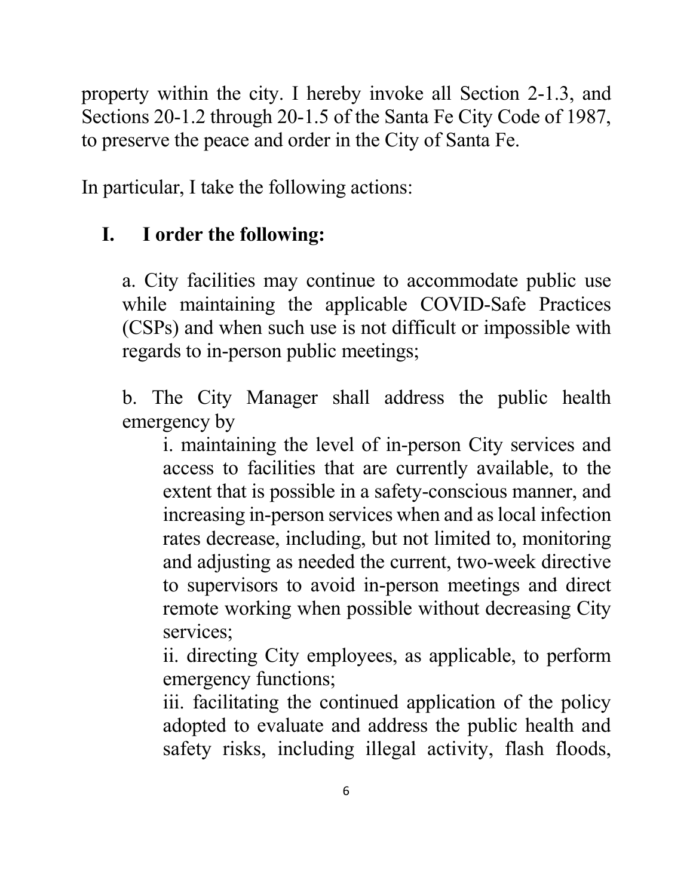property within the city. I hereby invoke all Section 2-1.3, and Sections 20-1.2 through 20-1.5 of the Santa Fe City Code of 1987, to preserve the peace and order in the City of Santa Fe.

In particular, I take the following actions:

**I. I order the following:**

a. City facilities may continue to accommodate public use while maintaining the applicable COVID-Safe Practices (CSPs) and when such use is not difficult or impossible with regards to in-person public meetings;

b. The City Manager shall address the public health emergency by

i. maintaining the level of in-person City services and access to facilities that are currently available, to the extent that is possible in a safety-conscious manner, and increasing in-person services when and as local infection rates decrease, including, but not limited to, monitoring and adjusting as needed the current, two-week directive to supervisors to avoid in-person meetings and direct remote working when possible without decreasing City services;

ii. directing City employees, as applicable, to perform emergency functions;

iii. facilitating the continued application of the policy adopted to evaluate and address the public health and safety risks, including illegal activity, flash floods,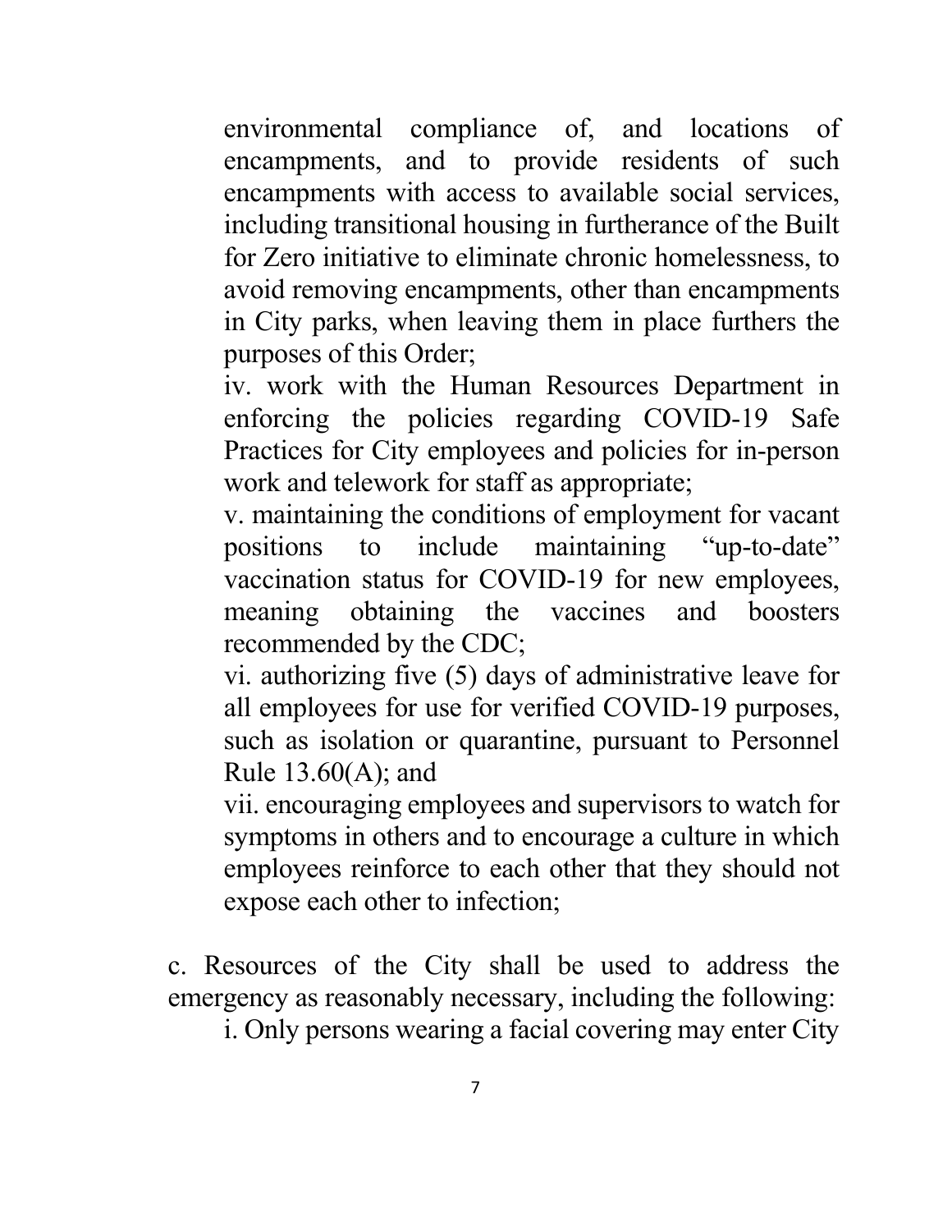environmental compliance of, and locations of encampments, and to provide residents of such encampments with access to available social services, including transitional housing in furtherance of the Built for Zero initiative to eliminate chronic homelessness, to avoid removing encampments, other than encampments in City parks, when leaving them in place furthers the purposes of this Order;

iv. work with the Human Resources Department in enforcing the policies regarding COVID-19 Safe Practices for City employees and policies for in-person work and telework for staff as appropriate;

v. maintaining the conditions of employment for vacant positions to include maintaining "up-to-date" vaccination status for COVID-19 for new employees, meaning obtaining the vaccines and boosters recommended by the CDC;

vi. authorizing five (5) days of administrative leave for all employees for use for verified COVID-19 purposes, such as isolation or quarantine, pursuant to Personnel Rule 13.60(A); and

vii. encouraging employees and supervisors to watch for symptoms in others and to encourage a culture in which employees reinforce to each other that they should not expose each other to infection;

c. Resources of the City shall be used to address the emergency as reasonably necessary, including the following:

i. Only persons wearing a facial covering may enter City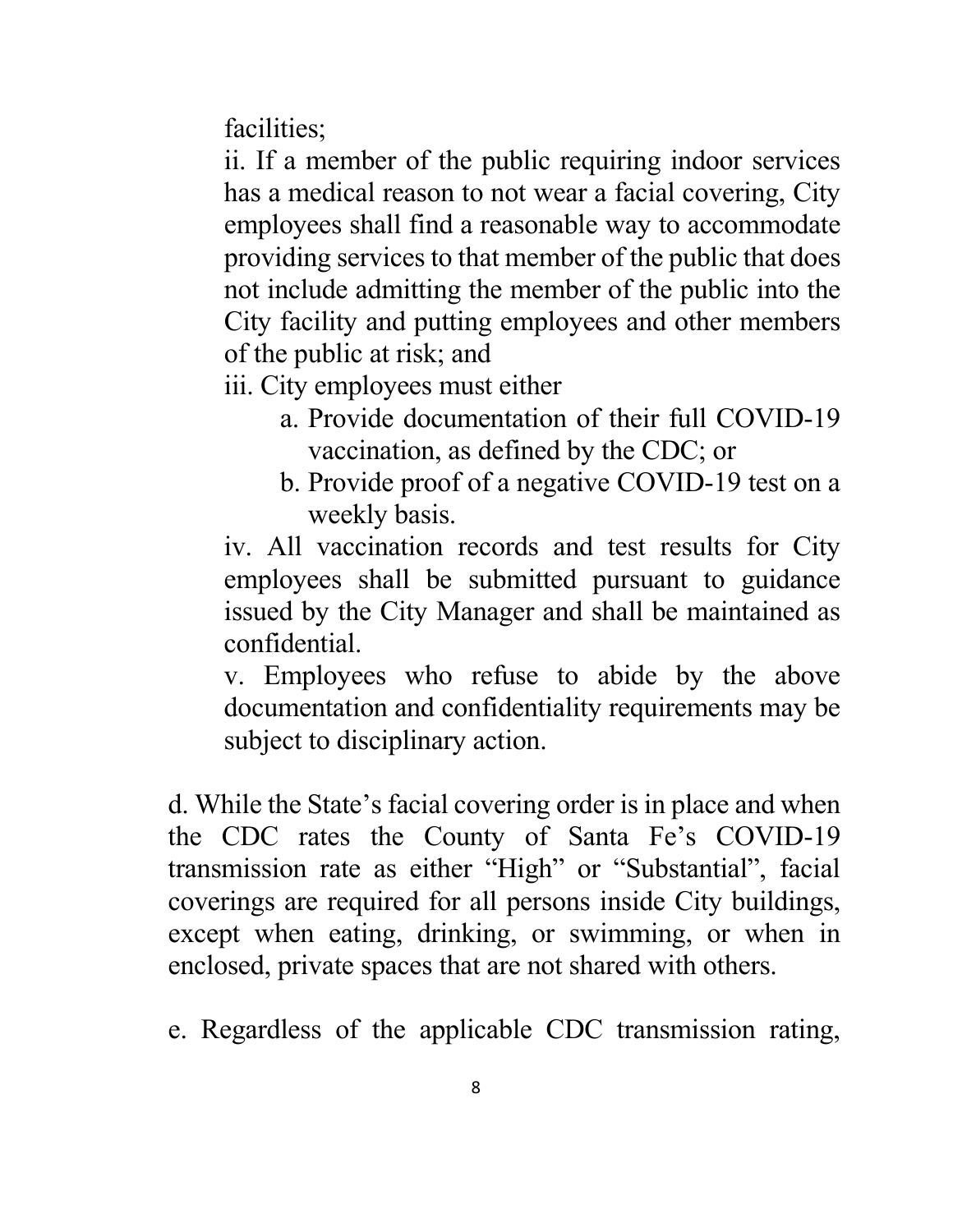facilities;

ii. If a member of the public requiring indoor services has a medical reason to not wear a facial covering, City employees shall find a reasonable way to accommodate providing services to that member of the public that does not include admitting the member of the public into the City facility and putting employees and other members of the public at risk; and

iii. City employees must either

   a. Provide documentation of their full COVID-19 vaccination, as defined by the CDC; or
   b. Provide proof of a negative COVID-19 test on a weekly basis.

iv. All vaccination records and test results for City employees shall be submitted pursuant to guidance issued by the City Manager and shall be maintained as confidential.

v. Employees who refuse to abide by the above documentation and confidentiality requirements may be subject to disciplinary action.

d. While the State's facial covering order is in place and when the CDC rates the County of Santa Fe's COVID-19 transmission rate as either "High" or "Substantial", facial coverings are required for all persons inside City buildings, except when eating, drinking, or swimming, or when in enclosed, private spaces that are not shared with others.

e. Regardless of the applicable CDC transmission rating,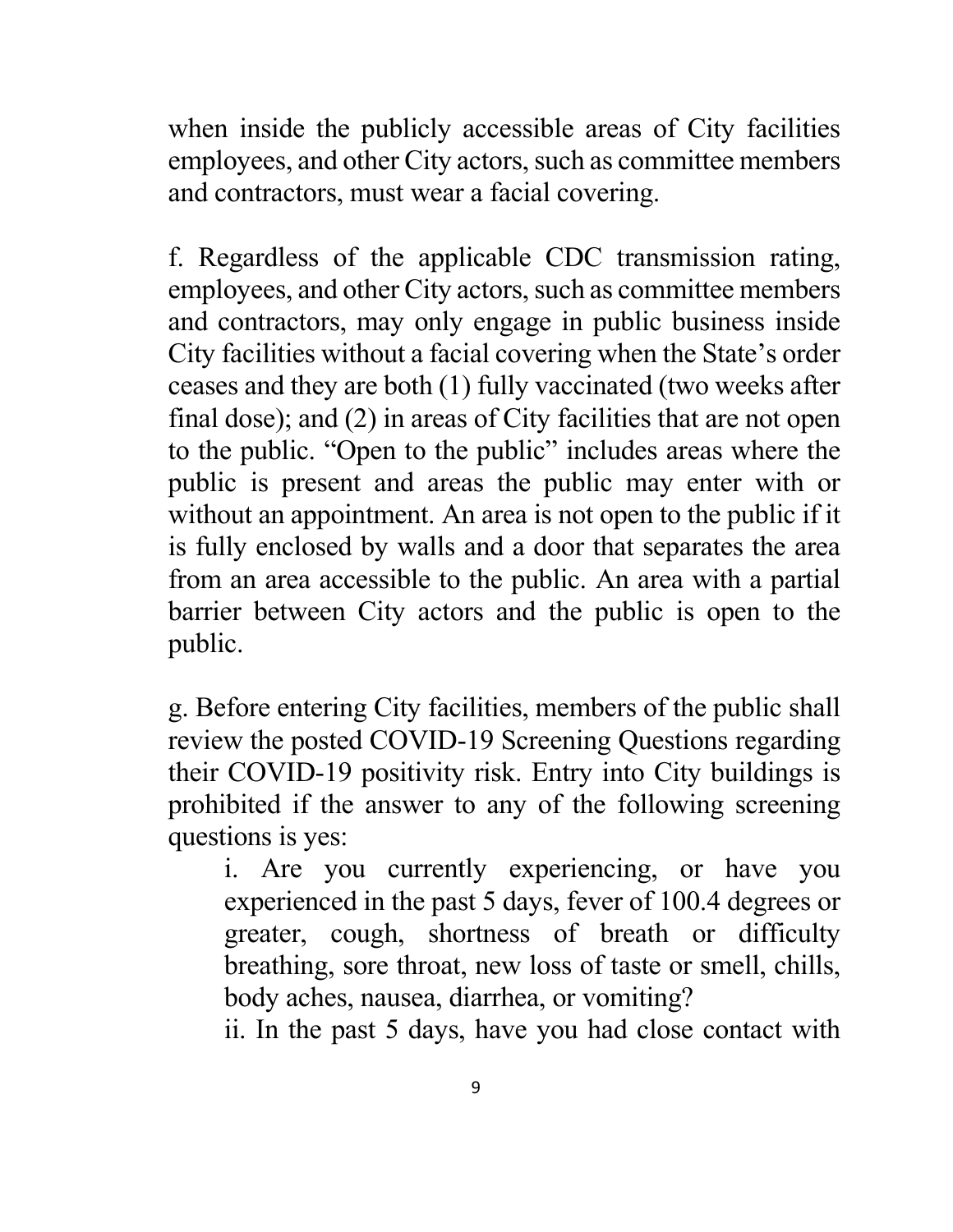when inside the publicly accessible areas of City facilities employees, and other City actors, such as committee members and contractors, must wear a facial covering.

f. Regardless of the applicable CDC transmission rating, employees, and other City actors, such as committee members and contractors, may only engage in public business inside City facilities without a facial covering when the State's order ceases and they are both (1) fully vaccinated (two weeks after final dose); and (2) in areas of City facilities that are not open to the public. "Open to the public" includes areas where the public is present and areas the public may enter with or without an appointment. An area is not open to the public if it is fully enclosed by walls and a door that separates the area from an area accessible to the public. An area with a partial barrier between City actors and the public is open to the public.

g. Before entering City facilities, members of the public shall review the posted COVID-19 Screening Questions regarding their COVID-19 positivity risk. Entry into City buildings is prohibited if the answer to any of the following screening questions is yes:

i. Are you currently experiencing, or have you experienced in the past 5 days, fever of 100.4 degrees or greater, cough, shortness of breath or difficulty breathing, sore throat, new loss of taste or smell, chills, body aches, nausea, diarrhea, or vomiting?

ii. In the past 5 days, have you had close contact with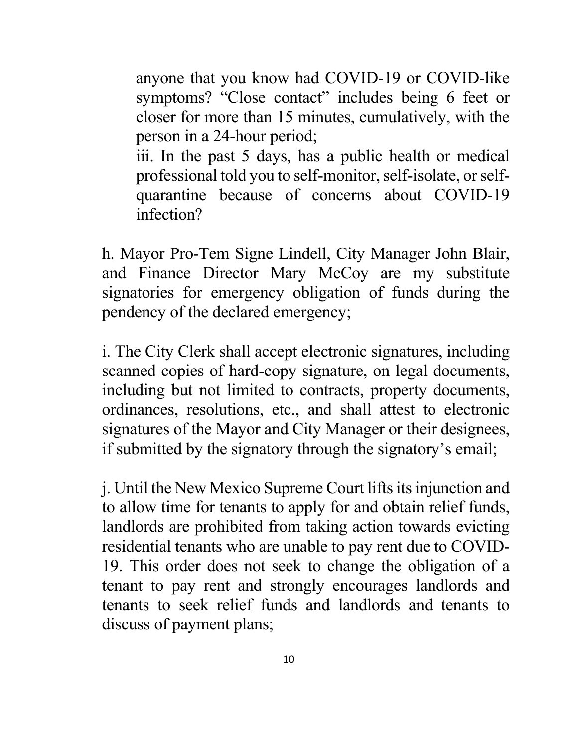anyone that you know had COVID-19 or COVID-like symptoms? “Close contact” includes being 6 feet or closer for more than 15 minutes, cumulatively, with the person in a 24-hour period;

iii. In the past 5 days, has a public health or medical professional told you to self-monitor, self-isolate, or self-quarantine because of concerns about COVID-19 infection?

h. Mayor Pro-Tem Signe Lindell, City Manager John Blair, and Finance Director Mary McCoy are my substitute signatories for emergency obligation of funds during the pendency of the declared emergency;

i. The City Clerk shall accept electronic signatures, including scanned copies of hard-copy signature, on legal documents, including but not limited to contracts, property documents, ordinances, resolutions, etc., and shall attest to electronic signatures of the Mayor and City Manager or their designees, if submitted by the signatory through the signatory’s email;

j. Until the New Mexico Supreme Court lifts its injunction and to allow time for tenants to apply for and obtain relief funds, landlords are prohibited from taking action towards evicting residential tenants who are unable to pay rent due to COVID-19. This order does not seek to change the obligation of a tenant to pay rent and strongly encourages landlords and tenants to seek relief funds and landlords and tenants to discuss of payment plans;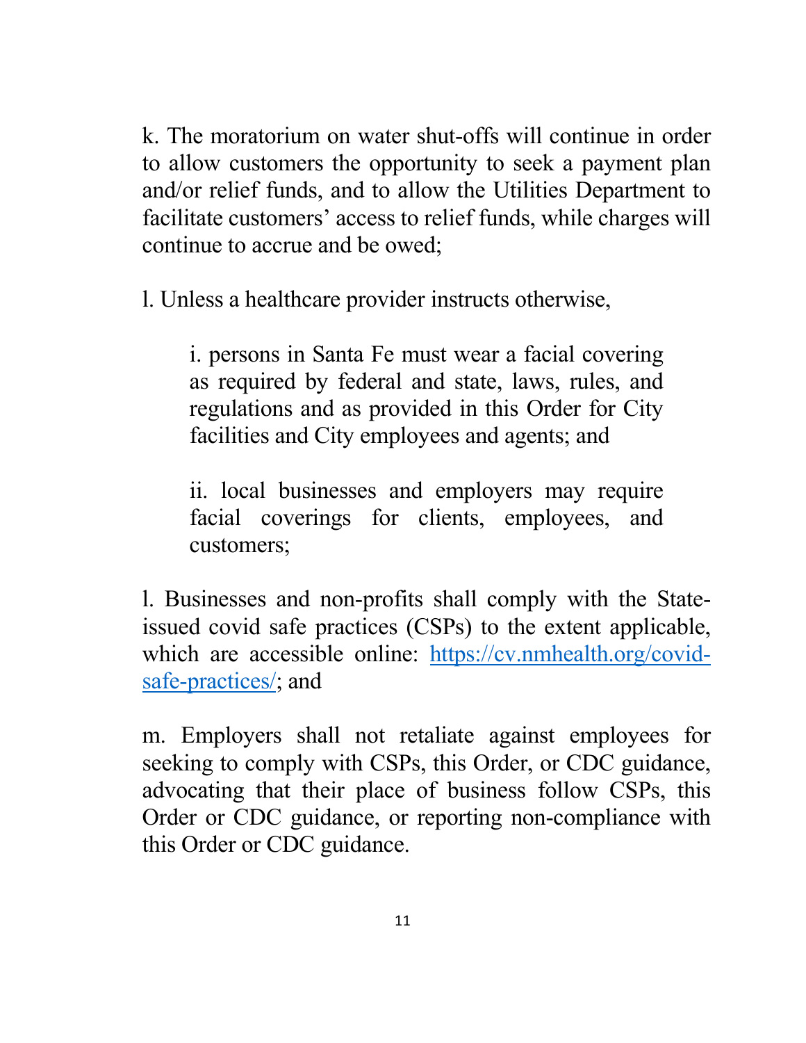k. The moratorium on water shut-offs will continue in order to allow customers the opportunity to seek a payment plan and/or relief funds, and to allow the Utilities Department to facilitate customers' access to relief funds, while charges will continue to accrue and be owed;

l. Unless a healthcare provider instructs otherwise,

> i. persons in Santa Fe must wear a facial covering as required by federal and state, laws, rules, and regulations and as provided in this Order for City facilities and City employees and agents; and
>
> ii. local businesses and employers may require facial coverings for clients, employees, and customers;

l. Businesses and non-profits shall comply with the State-issued covid safe practices (CSPs) to the extent applicable, which are accessible online: [https://cv.nmhealth.org/covid-safe-practices/](https://cv.nmhealth.org/covid-safe-practices/); and

m. Employers shall not retaliate against employees for seeking to comply with CSPs, this Order, or CDC guidance, advocating that their place of business follow CSPs, this Order or CDC guidance, or reporting non-compliance with this Order or CDC guidance.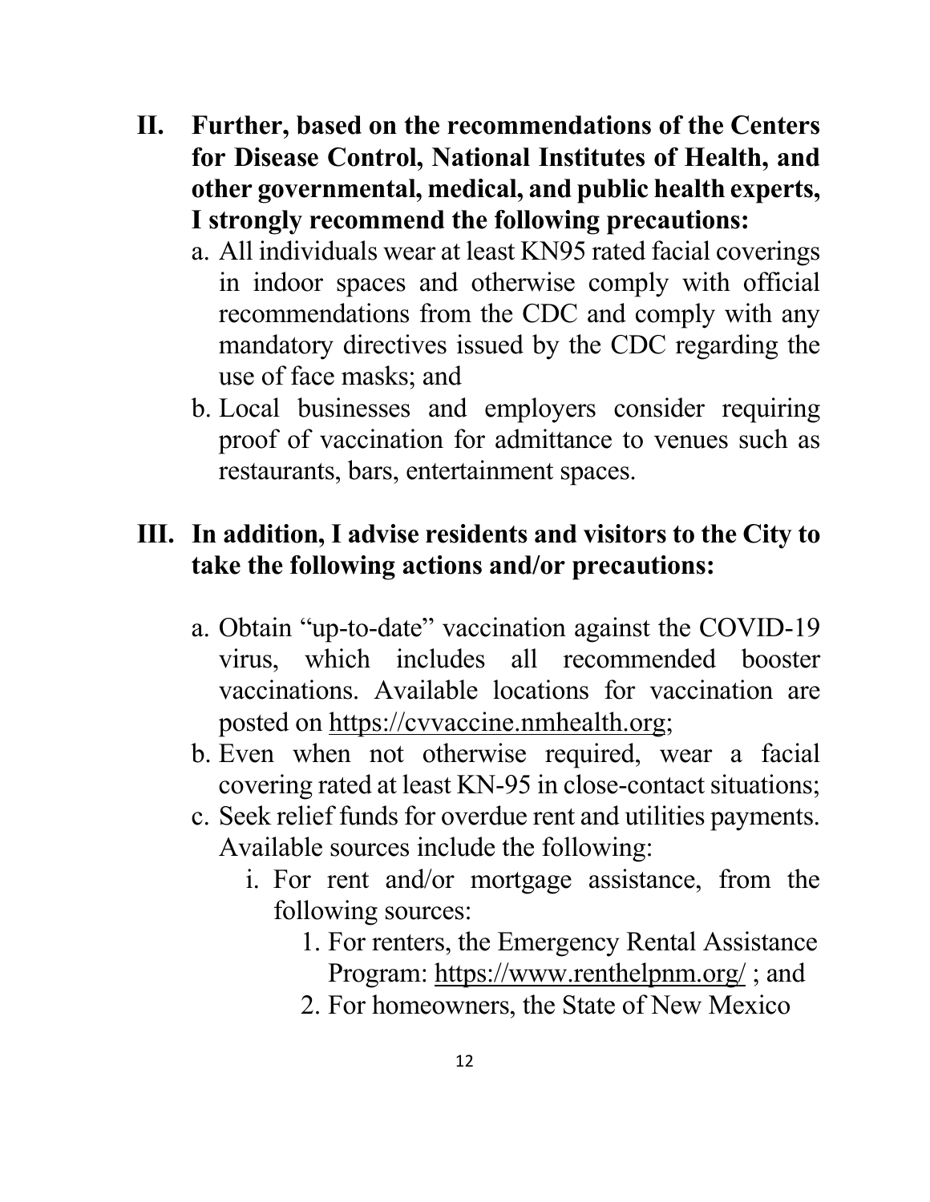**II. Further, based on the recommendations of the Centers for Disease Control, National Institutes of Health, and other governmental, medical, and public health experts, I strongly recommend the following precautions:**

a. All individuals wear at least KN95 rated facial coverings in indoor spaces and otherwise comply with official recommendations from the CDC and comply with any mandatory directives issued by the CDC regarding the use of face masks; and

b. Local businesses and employers consider requiring proof of vaccination for admittance to venues such as restaurants, bars, entertainment spaces.

**III. In addition, I advise residents and visitors to the City to take the following actions and/or precautions:**

a. Obtain "up-to-date" vaccination against the COVID-19 virus, which includes all recommended booster vaccinations. Available locations for vaccination are posted on https://cvvaccine.nmhealth.org;

b. Even when not otherwise required, wear a facial covering rated at least KN-95 in close-contact situations;

c. Seek relief funds for overdue rent and utilities payments. Available sources include the following:

   i. For rent and/or mortgage assistance, from the following sources:

      1. For renters, the Emergency Rental Assistance Program: https://www.renthelpnm.org/ ; and

      2. For homeowners, the State of New Mexico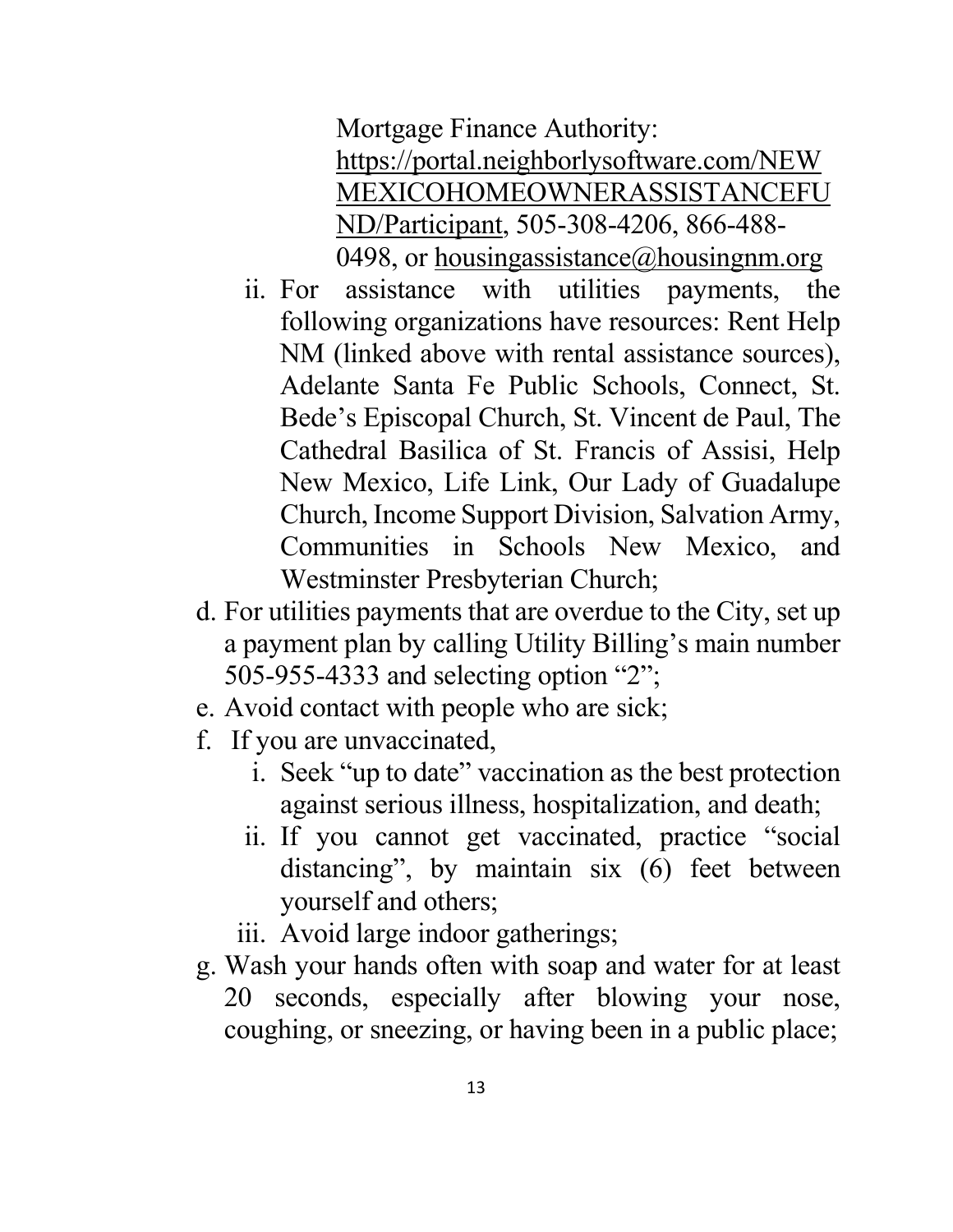Mortgage Finance Authority: [https://portal.neighborlysoftware.com/NEWMEXICOHOMEOWNERASSISTANCEFUND/Participant](https://portal.neighborlysoftware.com/NEWMEXICOHOMEOWNERASSISTANCEFUND/Participant), 505-308-4206, 866-488-0498, or housingassistance@housingnm.org

   ii. For assistance with utilities payments, the following organizations have resources: Rent Help NM (linked above with rental assistance sources), Adelante Santa Fe Public Schools, Connect, St. Bede's Episcopal Church, St. Vincent de Paul, The Cathedral Basilica of St. Francis of Assisi, Help New Mexico, Life Link, Our Lady of Guadalupe Church, Income Support Division, Salvation Army, Communities in Schools New Mexico, and Westminster Presbyterian Church;

d. For utilities payments that are overdue to the City, set up a payment plan by calling Utility Billing's main number 505-955-4333 and selecting option "2";

e. Avoid contact with people who are sick;

f. If you are unvaccinated,

   i. Seek "up to date" vaccination as the best protection against serious illness, hospitalization, and death;

   ii. If you cannot get vaccinated, practice "social distancing", by maintain six (6) feet between yourself and others;

   iii. Avoid large indoor gatherings;

g. Wash your hands often with soap and water for at least 20 seconds, especially after blowing your nose, coughing, or sneezing, or having been in a public place;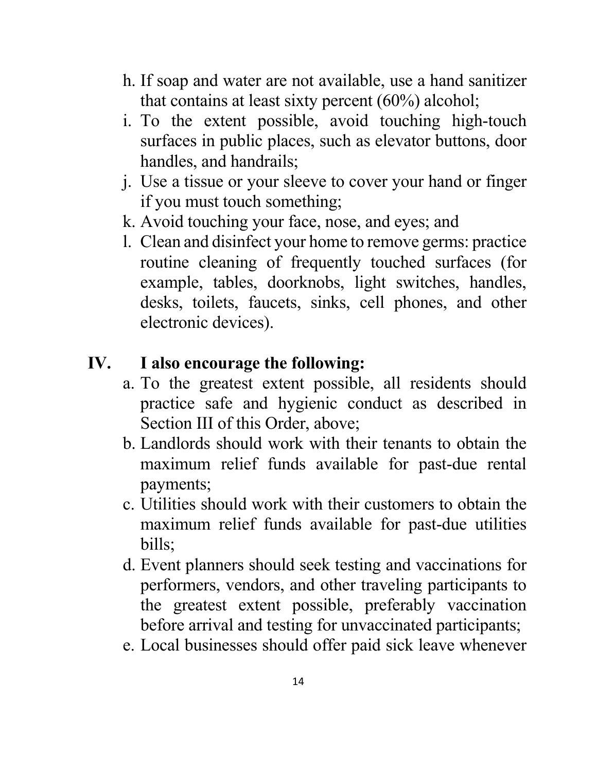h. If soap and water are not available, use a hand sanitizer that contains at least sixty percent (60%) alcohol;
i. To the extent possible, avoid touching high-touch surfaces in public places, such as elevator buttons, door handles, and handrails;
j. Use a tissue or your sleeve to cover your hand or finger if you must touch something;
k. Avoid touching your face, nose, and eyes; and
l. Clean and disinfect your home to remove germs: practice routine cleaning of frequently touched surfaces (for example, tables, doorknobs, light switches, handles, desks, toilets, faucets, sinks, cell phones, and other electronic devices).

## IV. I also encourage the following:

a. To the greatest extent possible, all residents should practice safe and hygienic conduct as described in Section III of this Order, above;
b. Landlords should work with their tenants to obtain the maximum relief funds available for past-due rental payments;
c. Utilities should work with their customers to obtain the maximum relief funds available for past-due utilities bills;
d. Event planners should seek testing and vaccinations for performers, vendors, and other traveling participants to the greatest extent possible, preferably vaccination before arrival and testing for unvaccinated participants;
e. Local businesses should offer paid sick leave whenever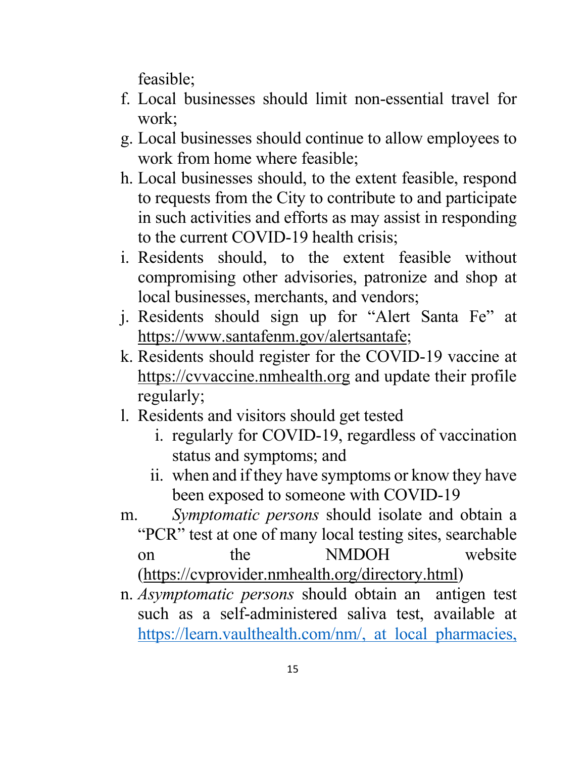feasible;

f. Local businesses should limit non-essential travel for work;
g. Local businesses should continue to allow employees to work from home where feasible;
h. Local businesses should, to the extent feasible, respond to requests from the City to contribute to and participate in such activities and efforts as may assist in responding to the current COVID-19 health crisis;
i. Residents should, to the extent feasible without compromising other advisories, patronize and shop at local businesses, merchants, and vendors;
j. Residents should sign up for "Alert Santa Fe" at https://www.santafenm.gov/alertsantafe;
k. Residents should register for the COVID-19 vaccine at https://cvvaccine.nmhealth.org and update their profile regularly;
l. Residents and visitors should get tested
    i. regularly for COVID-19, regardless of vaccination status and symptoms; and
    ii. when and if they have symptoms or know they have been exposed to someone with COVID-19
m. *Symptomatic persons* should isolate and obtain a "PCR" test at one of many local testing sites, searchable on the NMDOH website (https://cvprovider.nmhealth.org/directory.html)
n. *Asymptomatic persons* should obtain an antigen test such as a self-administered saliva test, available at https://learn.vaulthealth.com/nm/, at local pharmacies,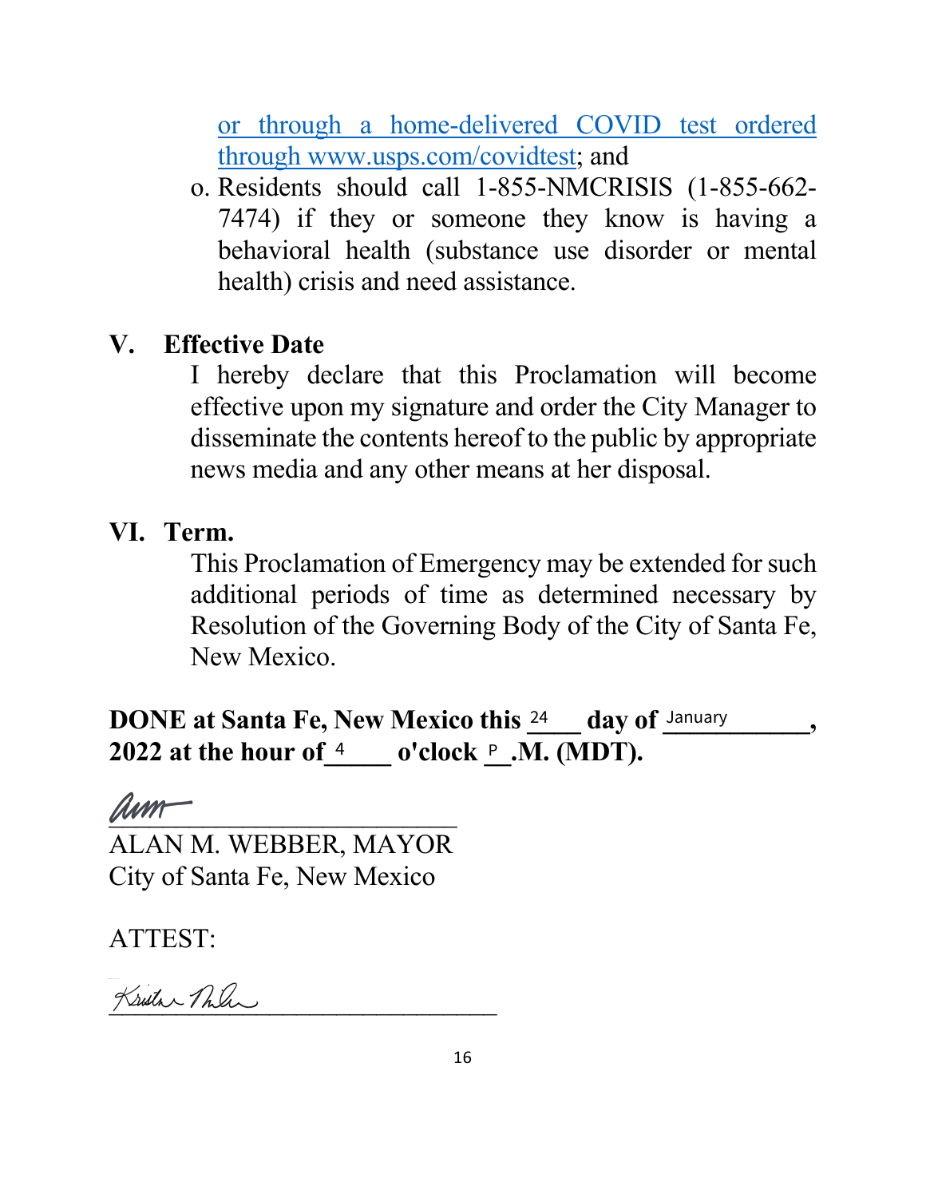[or through a home-delivered COVID test ordered through www.usps.com/covidtest](http://www.usps.com/covidtest); and

o. Residents should call 1-855-NMCRISIS (1-855-662-7474) if they or someone they know is having a behavioral health (substance use disorder or mental health) crisis and need assistance.

## V. Effective Date

I hereby declare that this Proclamation will become effective upon my signature and order the City Manager to disseminate the contents hereof to the public by appropriate news media and any other means at her disposal.

## VI. Term.

This Proclamation of Emergency may be extended for such additional periods of time as determined necessary by Resolution of the Governing Body of the City of Santa Fe, New Mexico.

**DONE at Santa Fe, New Mexico this** 24 **day of** January**, 2022 at the hour of** 4 **o'clock** P**.M. (MDT).**

\_\_\_\_\_\_\_\_\_\_\_\_\_\_\_\_\_\_\_\_\_\_\_\_\_\_\_\_

ALAN M. WEBBER, MAYOR

City of Santa Fe, New Mexico

ATTEST:

\_\_\_\_\_\_\_\_\_\_\_\_\_\_\_\_\_\_\_\_\_\_\_\_\_\_\_\_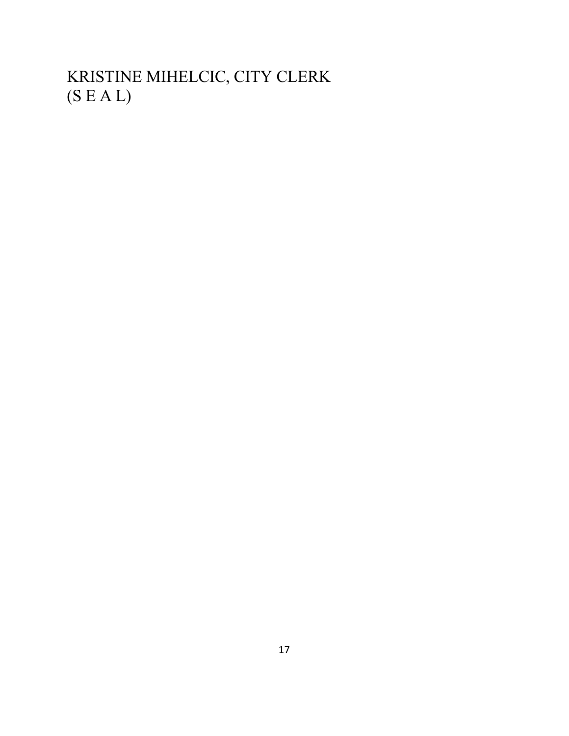KRISTINE MIHELCIC, CITY CLERK
(S E A L)